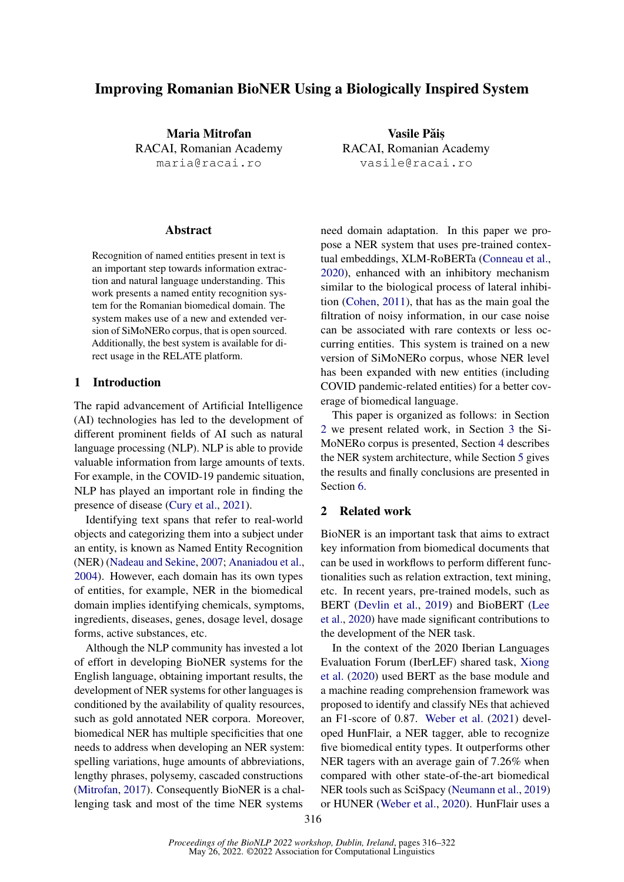# Improving Romanian BioNER Using a Biologically Inspired System

**Maria Mitrofan**
RACAI, Romanian Academy
maria@racai.ro

**Vasile Păiș**
RACAI, Romanian Academy
vasile@racai.ro

## Abstract

Recognition of named entities present in text is an important step towards information extraction and natural language understanding. This work presents a named entity recognition system for the Romanian biomedical domain. The system makes use of a new and extended version of SiMoNERo corpus, that is open sourced. Additionally, the best system is available for direct usage in the RELATE platform.

## 1 Introduction

The rapid advancement of Artificial Intelligence (AI) technologies has led to the development of different prominent fields of AI such as natural language processing (NLP). NLP is able to provide valuable information from large amounts of texts. For example, in the COVID-19 pandemic situation, NLP has played an important role in finding the presence of disease (Cury et al., 2021).

Identifying text spans that refer to real-world objects and categorizing them into a subject under an entity, is known as Named Entity Recognition (NER) (Nadeau and Sekine, 2007; Ananiadou et al., 2004). However, each domain has its own types of entities, for example, NER in the biomedical domain implies identifying chemicals, symptoms, ingredients, diseases, genes, dosage level, dosage forms, active substances, etc.

Although the NLP community has invested a lot of effort in developing BioNER systems for the English language, obtaining important results, the development of NER systems for other languages is conditioned by the availability of quality resources, such as gold annotated NER corpora. Moreover, biomedical NER has multiple specificities that one needs to address when developing an NER system: spelling variations, huge amounts of abbreviations, lengthy phrases, polysemy, cascaded constructions (Mitrofan, 2017). Consequently BioNER is a challenging task and most of the time NER systems need domain adaptation. In this paper we propose a NER system that uses pre-trained contextual embeddings, XLM-RoBERTa (Conneau et al., 2020), enhanced with an inhibitory mechanism similar to the biological process of lateral inhibition (Cohen, 2011), that has as the main goal the filtration of noisy information, in our case noise can be associated with rare contexts or less occurring entities. This system is trained on a new version of SiMoNERo corpus, whose NER level has been expanded with new entities (including COVID pandemic-related entities) for a better coverage of biomedical language.

This paper is organized as follows: in Section 2 we present related work, in Section 3 the SiMoNERo corpus is presented, Section 4 describes the NER system architecture, while Section 5 gives the results and finally conclusions are presented in Section 6.

## 2 Related work

BioNER is an important task that aims to extract key information from biomedical documents that can be used in workflows to perform different functionalities such as relation extraction, text mining, etc. In recent years, pre-trained models, such as BERT (Devlin et al., 2019) and BioBERT (Lee et al., 2020) have made significant contributions to the development of the NER task.

In the context of the 2020 Iberian Languages Evaluation Forum (IberLEF) shared task, Xiong et al. (2020) used BERT as the base module and a machine reading comprehension framework was proposed to identify and classify NEs that achieved an F1-score of 0.87. Weber et al. (2021) developed HunFlair, a NER tagger, able to recognize five biomedical entity types. It outperforms other NER tagers with an average gain of 7.26% when compared with other state-of-the-art biomedical NER tools such as SciSpacy (Neumann et al., 2019) or HUNER (Weber et al., 2020). HunFlair uses a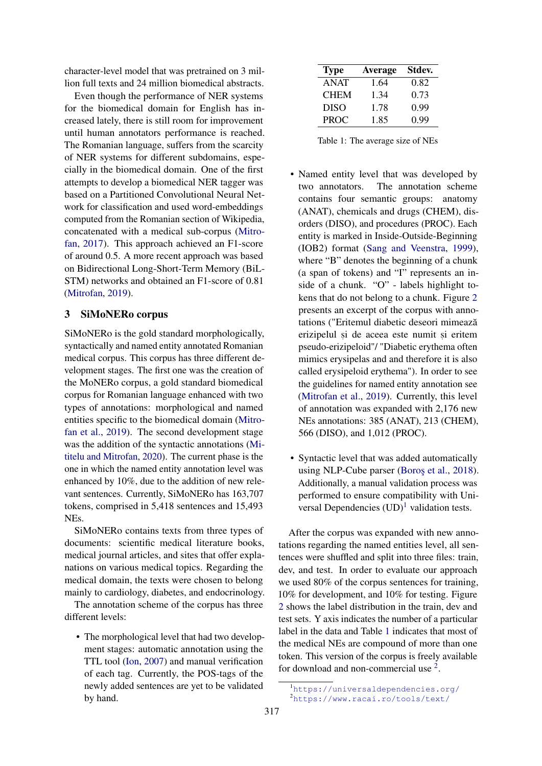character-level model that was pretrained on 3 million full texts and 24 million biomedical abstracts.

Even though the performance of NER systems for the biomedical domain for English has increased lately, there is still room for improvement until human annotators performance is reached. The Romanian language, suffers from the scarcity of NER systems for different subdomains, especially in the biomedical domain. One of the first attempts to develop a biomedical NER tagger was based on a Partitioned Convolutional Neural Network for classification and used word-embeddings computed from the Romanian section of Wikipedia, concatenated with a medical sub-corpus (Mitrofan, 2017). This approach achieved an F1-score of around 0.5. A more recent approach was based on Bidirectional Long-Short-Term Memory (BiLSTM) networks and obtained an F1-score of 0.81 (Mitrofan, 2019).

## 3 SiMoNERo corpus

SiMoNERo is the gold standard morphologically, syntactically and named entity annotated Romanian medical corpus. This corpus has three different development stages. The first one was the creation of the MoNERo corpus, a gold standard biomedical corpus for Romanian language enhanced with two types of annotations: morphological and named entities specific to the biomedical domain (Mitrofan et al., 2019). The second development stage was the addition of the syntactic annotations (Mititelu and Mitrofan, 2020). The current phase is the one in which the named entity annotation level was enhanced by 10%, due to the addition of new relevant sentences. Currently, SiMoNERo has 163,707 tokens, comprised in 5,418 sentences and 15,493 NEs.

SiMoNERo contains texts from three types of documents: scientific medical literature books, medical journal articles, and sites that offer explanations on various medical topics. Regarding the medical domain, the texts were chosen to belong mainly to cardiology, diabetes, and endocrinology.

The annotation scheme of the corpus has three different levels:

- The morphological level that had two development stages: automatic annotation using the TTL tool (Ion, 2007) and manual verification of each tag. Currently, the POS-tags of the newly added sentences are yet to be validated by hand.

| Type | Average | Stdev. |
|---|---|---|
| ANAT | 1.64 | 0.82 |
| CHEM | 1.34 | 0.73 |
| DISO | 1.78 | 0.99 |
| PROC | 1.85 | 0.99 |

Table 1: The average size of NEs

- Named entity level that was developed by two annotators. The annotation scheme contains four semantic groups: anatomy (ANAT), chemicals and drugs (CHEM), disorders (DISO), and procedures (PROC). Each entity is marked in Inside-Outside-Beginning (IOB2) format (Sang and Veenstra, 1999), where "B" denotes the beginning of a chunk (a span of tokens) and "I" represents an inside of a chunk. "O" - labels highlight tokens that do not belong to a chunk. Figure 2 presents an excerpt of the corpus with annotations ("Eritemul diabetic deseori mimează erizipelul și de aceea este numit și eritem pseudo-erizipeloid"/ "Diabetic erythema often mimics erysipelas and therefore it is also called erysipeloid erythema"). In order to see the guidelines for named entity annotation see (Mitrofan et al., 2019). Currently, this level of annotation was expanded with 2,176 new NEs annotations: 385 (ANAT), 213 (CHEM), 566 (DISO), and 1,012 (PROC).

- Syntactic level that was added automatically using NLP-Cube parser (Boroş et al., 2018). Additionally, a manual validation process was performed to ensure compatibility with Universal Dependencies (UD)[1] validation tests.

After the corpus was expanded with new annotations regarding the named entities level, all sentences were shuffled and split into three files: train, dev, and test. In order to evaluate our approach we used 80% of the corpus sentences for training, 10% for development, and 10% for testing. Figure 2 shows the label distribution in the train, dev and test sets. Y axis indicates the number of a particular label in the data and Table 1 indicates that most of the medical NEs are compound of more than one token. This version of the corpus is freely available for download and non-commercial use [2].

[1] https://universaldependencies.org/

[2] https://www.racai.ro/tools/text/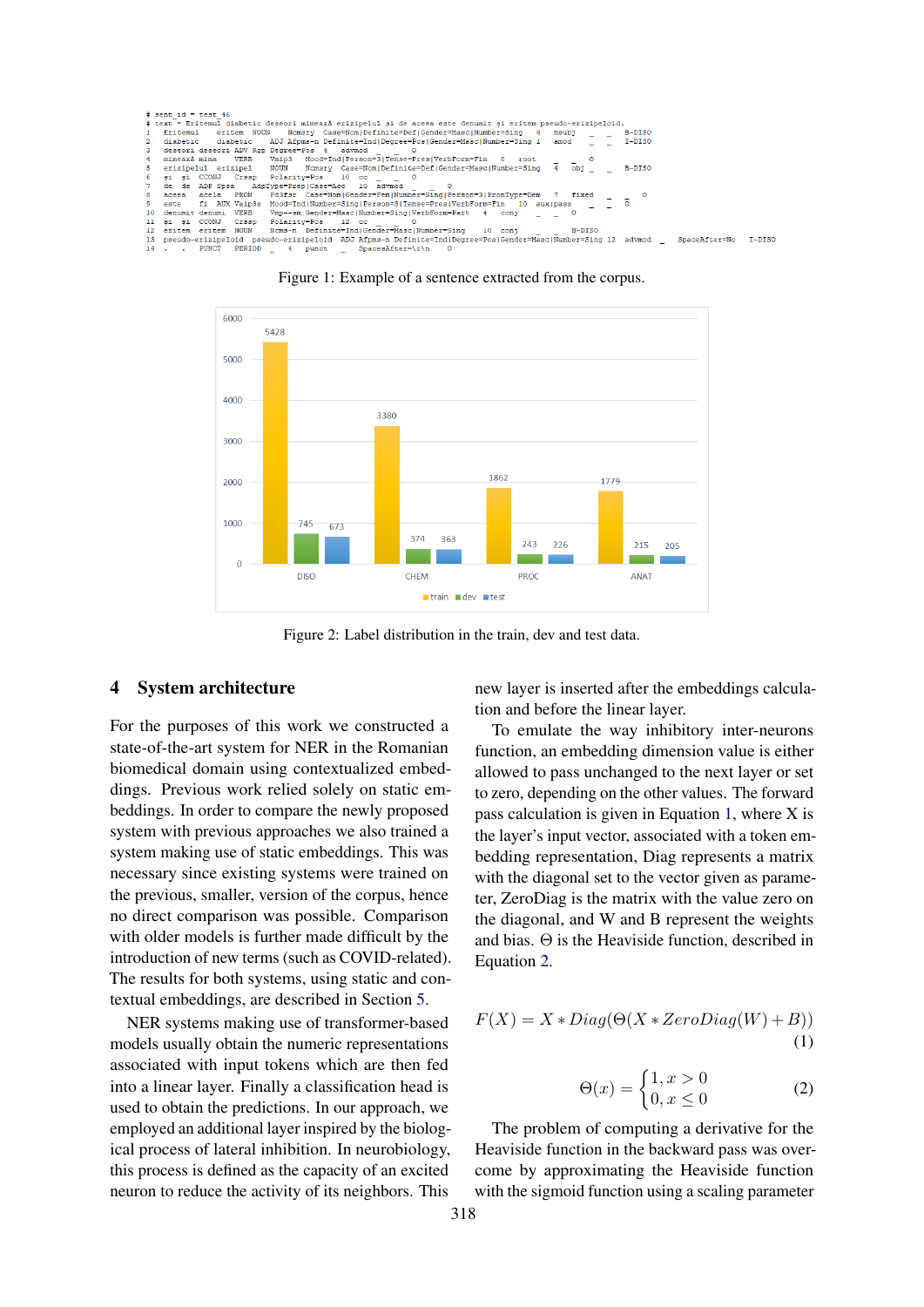```
# sent_id = test_46
# text = Eritemul diabetic deseori mimează erizipelul și de aceea este denumit și eritem pseudo-erizipeloid.
1	Eritemul	eritem	NOUN	Ncmsry	Case=Nom|Definite=Def|Gender=Masc|Number=Sing	4	nsubj	_	_	B-DISO
2	diabetic	diabetic	ADJ	Afpms-n	Definite=Ind|Degree=Pos|Gender=Masc|Number=Sing	1	amod	_	_	I-DISO
3	deseori	deseori	ADV	Rgp	Degree=Pos	4	advmod	_	_	O
4	mimează	mima	VERB	Vmip3	Mood=Ind|Person=3|Tense=Pres|VerbForm=Fin	0	root	_	_	O
5	erizipelul	erizipel	NOUN	Ncmsry	Case=Nom|Definite=Def|Gender=Masc|Number=Sing	4	obj	_	_	B-DISO
6	și	și	CCONJ	Crssp	Polarity=Pos	10	cc	_	_	O
7	de	de	ADP	Spsa	AdpType=Prep|Case=Acc	10	advmod	_	_	O
8	aceea	acela	PRON	Pd3fsr	Case=Nom|Gender=Fem|Number=Sing|Person=3|PronType=Dem	7	fixed	_	_	O
9	este	fi	AUX	Vaip3s	Mood=Ind|Number=Sing|Person=3|Tense=Pres|VerbForm=Fin	10	aux:pass	_	_	O
10	denumit	denumi	VERB	Vmp--sm	Gender=Masc|Number=Sing|VerbForm=Part	4	conj	_	_	O
11	și	și	CCONJ	Crssp	Polarity=Pos	12	cc	_	_	O
12	eritem	eritem	NOUN	Ncms-n	Definite=Ind|Gender=Masc|Number=Sing	10	conj	_	_	B-DISO
13	pseudo-erizipeloid	pseudo-erizipeloid	ADJ	Afpms-n	Definite=Ind|Degree=Pos|Gender=Masc|Number=Sing	12	advmod	_	SpaceAfter=No	I-DISO
14	.	.	PUNCT	PERIOD	_	4	punct	_	SpacesAfter=\r\n	O
```

Figure 1: Example of a sentence extracted from the corpus.

6000
5000
4000
3000
2000
1000
0
5428
745
673
3380
374
363
1862
243
226
1779
215
205
DISO
CHEM
PROC
ANAT
train dev test

Figure 2: Label distribution in the train, dev and test data.

## 4 System architecture

For the purposes of this work we constructed a state-of-the-art system for NER in the Romanian biomedical domain using contextualized embeddings. Previous work relied solely on static embeddings. In order to compare the newly proposed system with previous approaches we also trained a system making use of static embeddings. This was necessary since existing systems were trained on the previous, smaller, version of the corpus, hence no direct comparison was possible. Comparison with older models is further made difficult by the introduction of new terms (such as COVID-related). The results for both systems, using static and contextual embeddings, are described in Section 5.

NER systems making use of transformer-based models usually obtain the numeric representations associated with input tokens which are then fed into a linear layer. Finally a classification head is used to obtain the predictions. In our approach, we employed an additional layer inspired by the biological process of lateral inhibition. In neurobiology, this process is defined as the capacity of an excited neuron to reduce the activity of its neighbors. This new layer is inserted after the embeddings calculation and before the linear layer.

To emulate the way inhibitory inter-neurons function, an embedding dimension value is either allowed to pass unchanged to the next layer or set to zero, depending on the other values. The forward pass calculation is given in Equation 1, where X is the layer's input vector, associated with a token embedding representation, Diag represents a matrix with the diagonal set to the vector given as parameter, ZeroDiag is the matrix with the value zero on the diagonal, and W and B represent the weights and bias. Θ is the Heaviside function, described in Equation 2.

$$F(X) = X * Diag(\Theta(X * ZeroDiag(W) + B)) \quad (1)$$

$$\Theta(x) = \begin{cases} 1, x > 0 \\ 0, x \leq 0 \end{cases} \quad (2)$$

The problem of computing a derivative for the Heaviside function in the backward pass was overcome by approximating the Heaviside function with the sigmoid function using a scaling parameter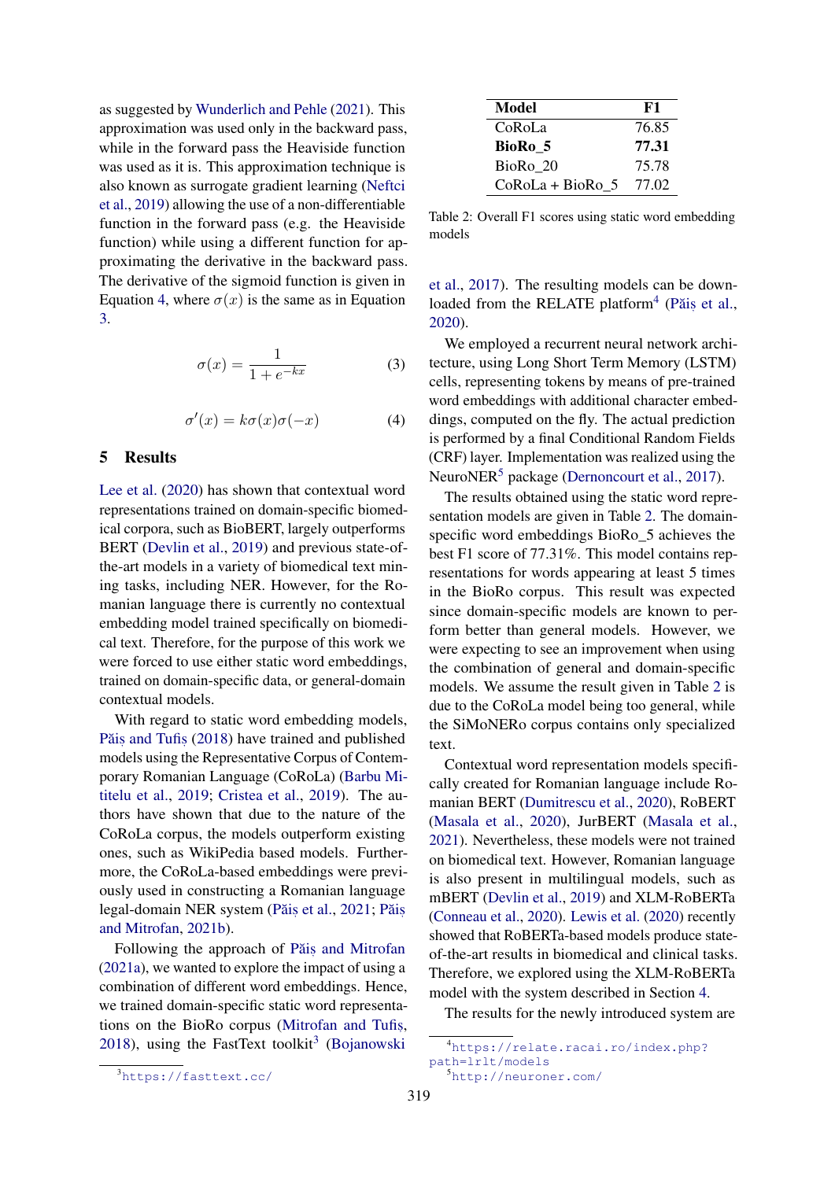as suggested by Wunderlich and Pehle (2021). This approximation was used only in the backward pass, while in the forward pass the Heaviside function was used as it is. This approximation technique is also known as surrogate gradient learning (Neftci et al., 2019) allowing the use of a non-differentiable function in the forward pass (e.g. the Heaviside function) while using a different function for approximating the derivative in the backward pass. The derivative of the sigmoid function is given in Equation 4, where $\sigma(x)$ is the same as in Equation 3.

$$\sigma(x) = \frac{1}{1 + e^{-kx}} \tag{3}$$

$$\sigma'(x) = k\sigma(x)\sigma(-x) \tag{4}$$

## 5 Results

Lee et al. (2020) has shown that contextual word representations trained on domain-specific biomedical corpora, such as BioBERT, largely outperforms BERT (Devlin et al., 2019) and previous state-of-the-art models in a variety of biomedical text mining tasks, including NER. However, for the Romanian language there is currently no contextual embedding model trained specifically on biomedical text. Therefore, for the purpose of this work we were forced to use either static word embeddings, trained on domain-specific data, or general-domain contextual models.

With regard to static word embedding models, Păiș and Tufiș (2018) have trained and published models using the Representative Corpus of Contemporary Romanian Language (CoRoLa) (Barbu Mititelu et al., 2019; Cristea et al., 2019). The authors have shown that due to the nature of the CoRoLa corpus, the models outperform existing ones, such as WikiPedia based models. Furthermore, the CoRoLa-based embeddings were previously used in constructing a Romanian language legal-domain NER system (Păiș et al., 2021; Păiș and Mitrofan, 2021b).

Following the approach of Păiș and Mitrofan (2021a), we wanted to explore the impact of using a combination of different word embeddings. Hence, we trained domain-specific static word representations on the BioRo corpus (Mitrofan and Tufiș, 2018), using the FastText toolkit[3] (Bojanowski et al., 2017). The resulting models can be downloaded from the RELATE platform[4] (Păiș et al., 2020).

| Model | F1 |
|---|---|
| CoRoLa | 76.85 |
| **BioRo_5** | **77.31** |
| BioRo_20 | 75.78 |
| CoRoLa + BioRo_5 | 77.02 |

Table 2: Overall F1 scores using static word embedding models

We employed a recurrent neural network architecture, using Long Short Term Memory (LSTM) cells, representing tokens by means of pre-trained word embeddings with additional character embeddings, computed on the fly. The actual prediction is performed by a final Conditional Random Fields (CRF) layer. Implementation was realized using the NeuroNER[5] package (Dernoncourt et al., 2017).

The results obtained using the static word representation models are given in Table 2. The domain-specific word embeddings BioRo_5 achieves the best F1 score of 77.31%. This model contains representations for words appearing at least 5 times in the BioRo corpus. This result was expected since domain-specific models are known to perform better than general models. However, we were expecting to see an improvement when using the combination of general and domain-specific models. We assume the result given in Table 2 is due to the CoRoLa model being too general, while the SiMoNERo corpus contains only specialized text.

Contextual word representation models specifically created for Romanian language include Romanian BERT (Dumitrescu et al., 2020), RoBERT (Masala et al., 2020), JurBERT (Masala et al., 2021). Nevertheless, these models were not trained on biomedical text. However, Romanian language is also present in multilingual models, such as mBERT (Devlin et al., 2019) and XLM-RoBERTa (Conneau et al., 2020). Lewis et al. (2020) recently showed that RoBERTa-based models produce state-of-the-art results in biomedical and clinical tasks. Therefore, we explored using the XLM-RoBERTa model with the system described in Section 4.

The results for the newly introduced system are

[3] https://fasttext.cc/

[4] https://relate.racai.ro/index.php?path=lrlt/models

[5] http://neuroner.com/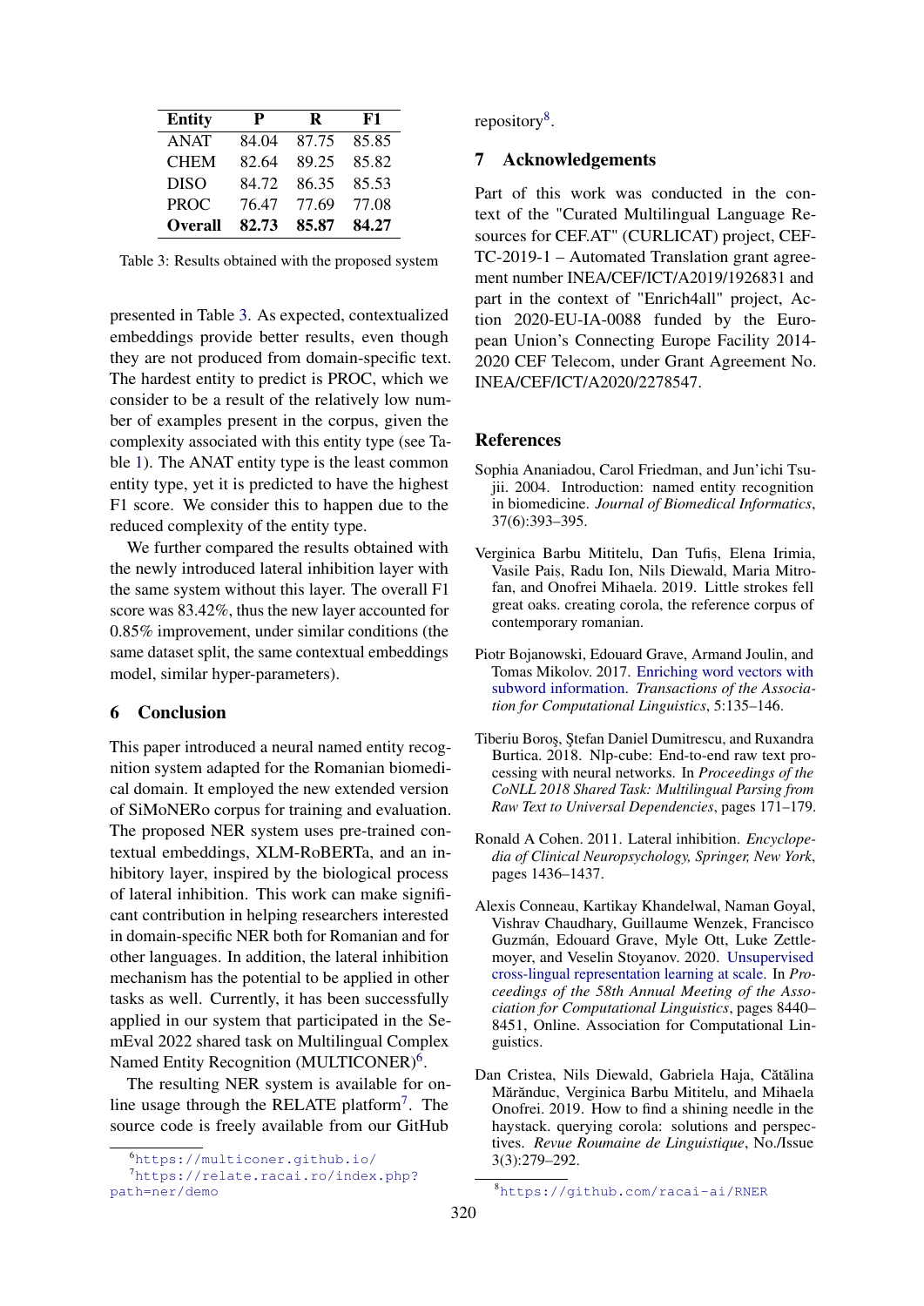| Entity | P | R | F1 |
|---|---|---|---|
| ANAT | 84.04 | 87.75 | 85.85 |
| CHEM | 82.64 | 89.25 | 85.82 |
| DISO | 84.72 | 86.35 | 85.53 |
| PROC | 76.47 | 77.69 | 77.08 |
| **Overall** | **82.73** | **85.87** | **84.27** |

Table 3: Results obtained with the proposed system

presented in Table 3. As expected, contextualized embeddings provide better results, even though they are not produced from domain-specific text. The hardest entity to predict is PROC, which we consider to be a result of the relatively low number of examples present in the corpus, given the complexity associated with this entity type (see Table 1). The ANAT entity type is the least common entity type, yet it is predicted to have the highest F1 score. We consider this to happen due to the reduced complexity of the entity type.

We further compared the results obtained with the newly introduced lateral inhibition layer with the same system without this layer. The overall F1 score was 83.42%, thus the new layer accounted for 0.85% improvement, under similar conditions (the same dataset split, the same contextual embeddings model, similar hyper-parameters).

## 6 Conclusion

This paper introduced a neural named entity recognition system adapted for the Romanian biomedical domain. It employed the new extended version of SiMoNERo corpus for training and evaluation. The proposed NER system uses pre-trained contextual embeddings, XLM-RoBERTa, and an inhibitory layer, inspired by the biological process of lateral inhibition. This work can make significant contribution in helping researchers interested in domain-specific NER both for Romanian and for other languages. In addition, the lateral inhibition mechanism has the potential to be applied in other tasks as well. Currently, it has been successfully applied in our system that participated in the SemEval 2022 shared task on Multilingual Complex Named Entity Recognition (MULTICONER)[6].

The resulting NER system is available for online usage through the RELATE platform[7]. The source code is freely available from our GitHub repository[8].

[6] https://multiconer.github.io/

[7] https://relate.racai.ro/index.php?path=ner/demo

[8] https://github.com/racai-ai/RNER

## 7 Acknowledgements

Part of this work was conducted in the context of the "Curated Multilingual Language Resources for CEF.AT" (CURLICAT) project, CEF-TC-2019-1 – Automated Translation grant agreement number INEA/CEF/ICT/A2019/1926831 and part in the context of "Enrich4all" project, Action 2020-EU-IA-0088 funded by the European Union's Connecting Europe Facility 2014-2020 CEF Telecom, under Grant Agreement No. INEA/CEF/ICT/A2020/2278547.

## References

Sophia Ananiadou, Carol Friedman, and Jun'ichi Tsujii. 2004. Introduction: named entity recognition in biomedicine. *Journal of Biomedical Informatics*, 37(6):393–395.

Verginica Barbu Mititelu, Dan Tufiș, Elena Irimia, Vasile Pais, Radu Ion, Nils Diewald, Maria Mitrofan, and Onofrei Mihaela. 2019. Little strokes fell great oaks. creating corola, the reference corpus of contemporary romanian.

Piotr Bojanowski, Edouard Grave, Armand Joulin, and Tomas Mikolov. 2017. Enriching word vectors with subword information. *Transactions of the Association for Computational Linguistics*, 5:135–146.

Tiberiu Boroș, Ștefan Daniel Dumitrescu, and Ruxandra Burtica. 2018. Nlp-cube: End-to-end raw text processing with neural networks. In *Proceedings of the CoNLL 2018 Shared Task: Multilingual Parsing from Raw Text to Universal Dependencies*, pages 171–179.

Ronald A Cohen. 2011. Lateral inhibition. *Encyclopedia of Clinical Neuropsychology, Springer, New York*, pages 1436–1437.

Alexis Conneau, Kartikay Khandelwal, Naman Goyal, Vishrav Chaudhary, Guillaume Wenzek, Francisco Guzmán, Edouard Grave, Myle Ott, Luke Zettlemoyer, and Veselin Stoyanov. 2020. Unsupervised cross-lingual representation learning at scale. In *Proceedings of the 58th Annual Meeting of the Association for Computational Linguistics*, pages 8440–8451, Online. Association for Computational Linguistics.

Dan Cristea, Nils Diewald, Gabriela Haja, Cătălina Mărănduc, Verginica Barbu Mititelu, and Mihaela Onofrei. 2019. How to find a shining needle in the haystack. querying corola: solutions and perspectives. *Revue Roumaine de Linguistique*, No./Issue 3(3):279–292.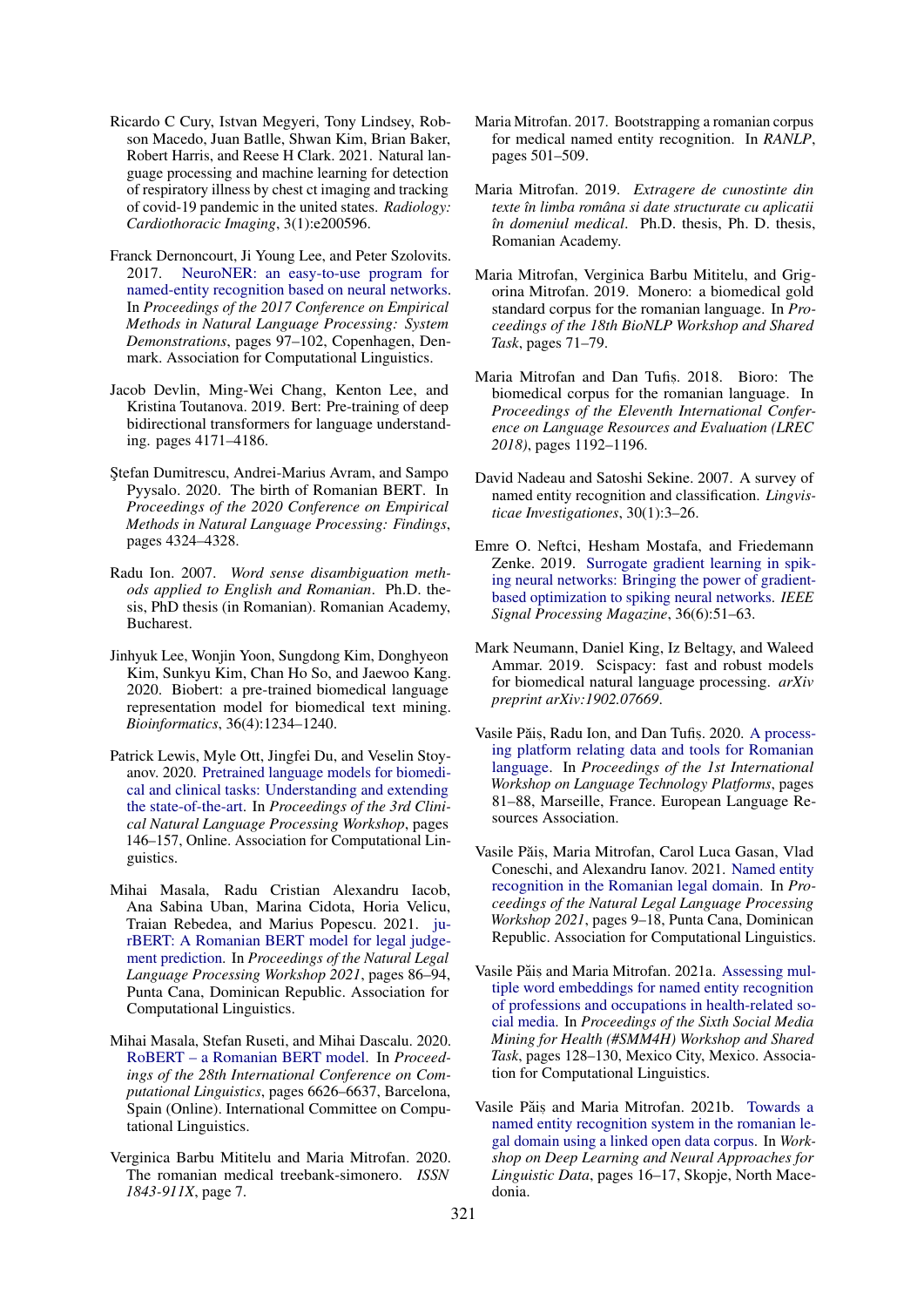Ricardo C Cury, Istvan Megyeri, Tony Lindsey, Robson Macedo, Juan Batlle, Shwan Kim, Brian Baker, Robert Harris, and Reese H Clark. 2021. Natural language processing and machine learning for detection of respiratory illness by chest ct imaging and tracking of covid-19 pandemic in the united states. *Radiology: Cardiothoracic Imaging*, 3(1):e200596.

Franck Dernoncourt, Ji Young Lee, and Peter Szolovits. 2017. NeuroNER: an easy-to-use program for named-entity recognition based on neural networks. In *Proceedings of the 2017 Conference on Empirical Methods in Natural Language Processing: System Demonstrations*, pages 97–102, Copenhagen, Denmark. Association for Computational Linguistics.

Jacob Devlin, Ming-Wei Chang, Kenton Lee, and Kristina Toutanova. 2019. Bert: Pre-training of deep bidirectional transformers for language understanding. pages 4171–4186.

Ştefan Dumitrescu, Andrei-Marius Avram, and Sampo Pyysalo. 2020. The birth of Romanian BERT. In *Proceedings of the 2020 Conference on Empirical Methods in Natural Language Processing: Findings*, pages 4324–4328.

Radu Ion. 2007. *Word sense disambiguation methods applied to English and Romanian*. Ph.D. thesis, PhD thesis (in Romanian). Romanian Academy, Bucharest.

Jinhyuk Lee, Wonjin Yoon, Sungdong Kim, Donghyeon Kim, Sunkyu Kim, Chan Ho So, and Jaewoo Kang. 2020. Biobert: a pre-trained biomedical language representation model for biomedical text mining. *Bioinformatics*, 36(4):1234–1240.

Patrick Lewis, Myle Ott, Jingfei Du, and Veselin Stoyanov. 2020. Pretrained language models for biomedical and clinical tasks: Understanding and extending the state-of-the-art. In *Proceedings of the 3rd Clinical Natural Language Processing Workshop*, pages 146–157, Online. Association for Computational Linguistics.

Mihai Masala, Radu Cristian Alexandru Iacob, Ana Sabina Uban, Marina Cidota, Horia Velicu, Traian Rebedea, and Marius Popescu. 2021. jurBERT: A Romanian BERT model for legal judgement prediction. In *Proceedings of the Natural Legal Language Processing Workshop 2021*, pages 86–94, Punta Cana, Dominican Republic. Association for Computational Linguistics.

Mihai Masala, Stefan Ruseti, and Mihai Dascalu. 2020. RoBERT – a Romanian BERT model. In *Proceedings of the 28th International Conference on Computational Linguistics*, pages 6626–6637, Barcelona, Spain (Online). International Committee on Computational Linguistics.

Verginica Barbu Mititelu and Maria Mitrofan. 2020. The romanian medical treebank-simonero. *ISSN 1843-911X*, page 7.

Maria Mitrofan. 2017. Bootstrapping a romanian corpus for medical named entity recognition. In *RANLP*, pages 501–509.

Maria Mitrofan. 2019. *Extragere de cunostinte din texte în limba româna si date structurate cu aplicatii în domeniul medical*. Ph.D. thesis, Ph. D. thesis, Romanian Academy.

Maria Mitrofan, Verginica Barbu Mititelu, and Grigorina Mitrofan. 2019. Monero: a biomedical gold standard corpus for the romanian language. In *Proceedings of the 18th BioNLP Workshop and Shared Task*, pages 71–79.

Maria Mitrofan and Dan Tufiș. 2018. Bioro: The biomedical corpus for the romanian language. In *Proceedings of the Eleventh International Conference on Language Resources and Evaluation (LREC 2018)*, pages 1192–1196.

David Nadeau and Satoshi Sekine. 2007. A survey of named entity recognition and classification. *Lingvisticae Investigationes*, 30(1):3–26.

Emre O. Neftci, Hesham Mostafa, and Friedemann Zenke. 2019. Surrogate gradient learning in spiking neural networks: Bringing the power of gradient-based optimization to spiking neural networks. *IEEE Signal Processing Magazine*, 36(6):51–63.

Mark Neumann, Daniel King, Iz Beltagy, and Waleed Ammar. 2019. Scispacy: fast and robust models for biomedical natural language processing. *arXiv preprint arXiv:1902.07669*.

Vasile Păiș, Radu Ion, and Dan Tufiș. 2020. A processing platform relating data and tools for Romanian language. In *Proceedings of the 1st International Workshop on Language Technology Platforms*, pages 81–88, Marseille, France. European Language Resources Association.

Vasile Păiș, Maria Mitrofan, Carol Luca Gasan, Vlad Coneschi, and Alexandru Ianov. 2021. Named entity recognition in the Romanian legal domain. In *Proceedings of the Natural Legal Language Processing Workshop 2021*, pages 9–18, Punta Cana, Dominican Republic. Association for Computational Linguistics.

Vasile Păiș and Maria Mitrofan. 2021a. Assessing multiple word embeddings for named entity recognition of professions and occupations in health-related social media. In *Proceedings of the Sixth Social Media Mining for Health (#SMM4H) Workshop and Shared Task*, pages 128–130, Mexico City, Mexico. Association for Computational Linguistics.

Vasile Păiș and Maria Mitrofan. 2021b. Towards a named entity recognition system in the romanian legal domain using a linked open data corpus. In *Workshop on Deep Learning and Neural Approaches for Linguistic Data*, pages 16–17, Skopje, North Macedonia.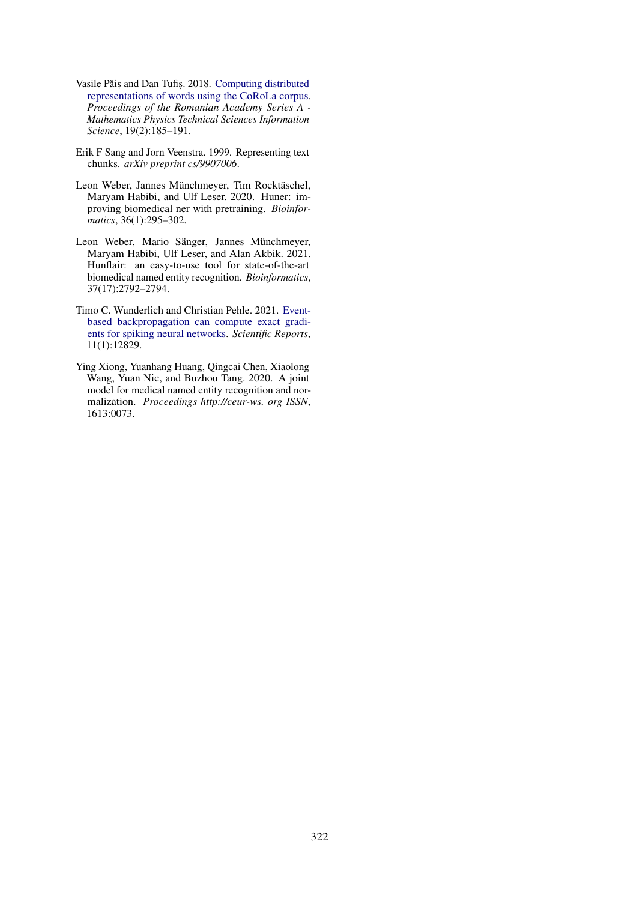Vasile Păiș and Dan Tufiș. 2018. Computing distributed representations of words using the CoRoLa corpus. *Proceedings of the Romanian Academy Series A - Mathematics Physics Technical Sciences Information Science*, 19(2):185–191.

Erik F Sang and Jorn Veenstra. 1999. Representing text chunks. *arXiv preprint cs/9907006*.

Leon Weber, Jannes Münchmeyer, Tim Rocktäschel, Maryam Habibi, and Ulf Leser. 2020. Huner: improving biomedical ner with pretraining. *Bioinformatics*, 36(1):295–302.

Leon Weber, Mario Sänger, Jannes Münchmeyer, Maryam Habibi, Ulf Leser, and Alan Akbik. 2021. Hunflair: an easy-to-use tool for state-of-the-art biomedical named entity recognition. *Bioinformatics*, 37(17):2792–2794.

Timo C. Wunderlich and Christian Pehle. 2021. Event-based backpropagation can compute exact gradients for spiking neural networks. *Scientific Reports*, 11(1):12829.

Ying Xiong, Yuanhang Huang, Qingcai Chen, Xiaolong Wang, Yuan Nic, and Buzhou Tang. 2020. A joint model for medical named entity recognition and normalization. *Proceedings http://ceur-ws. org ISSN*, 1613:0073.